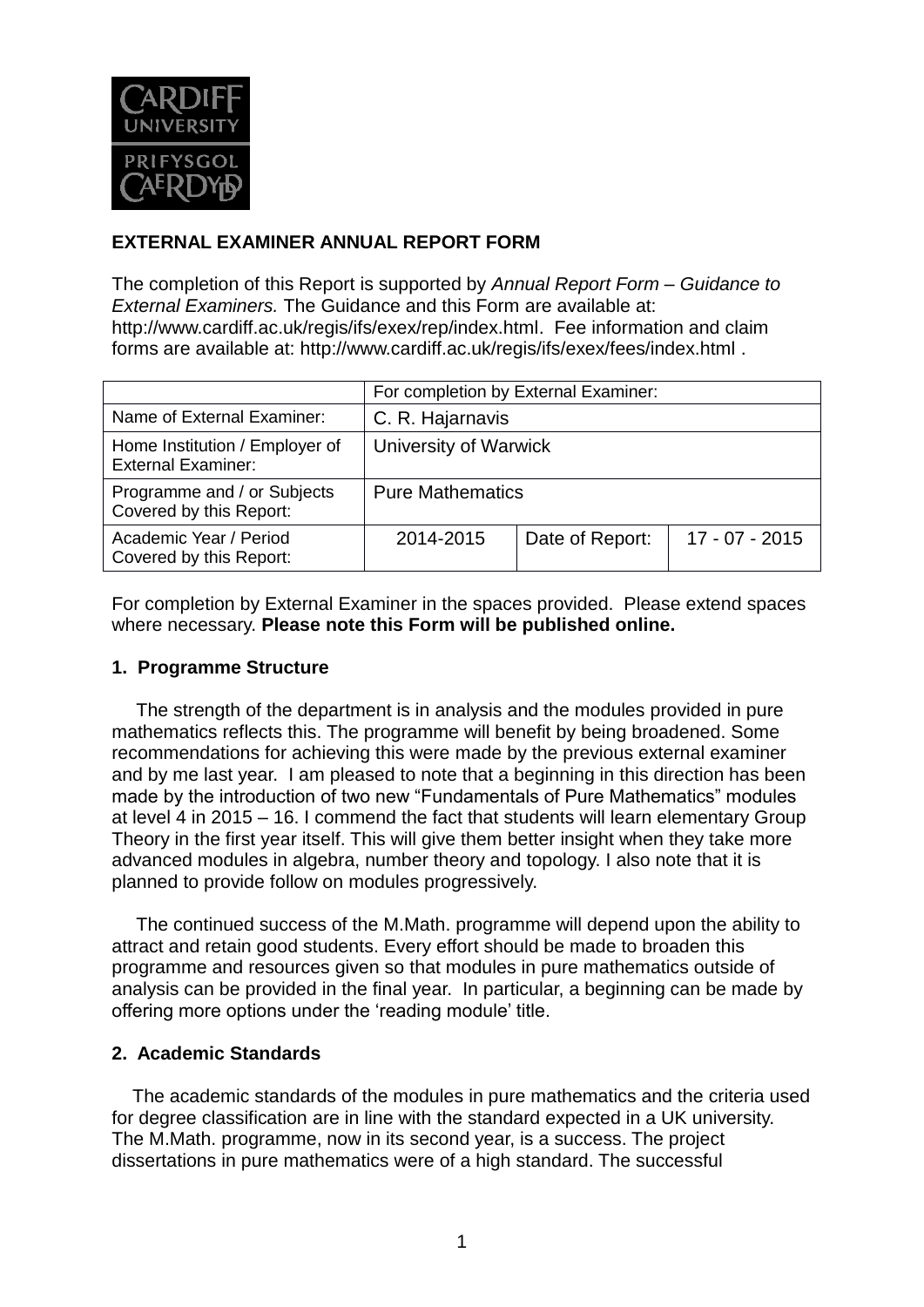**EXTERNAL EXAMINER ANNUAL REPORT FORM**

The completion of this Report is supported by *Annual Report Form – Guidance to External Examiners.* The Guidance and this Form are available at: http://www.cardiff.ac.uk/regis/ifs/exex/rep/index.html. Fee information and claim forms are available at: http://www.cardiff.ac.uk/regis/ifs/exex/fees/index.html .

| | For completion by External Examiner: | | |
|---|---|---|---|
| Name of External Examiner: | C. R. Hajarnavis | | |
| Home Institution / Employer of External Examiner: | University of Warwick | | |
| Programme and / or Subjects Covered by this Report: | Pure Mathematics | | |
| Academic Year / Period Covered by this Report: | 2014-2015 | Date of Report: | 17 - 07 - 2015 |

For completion by External Examiner in the spaces provided. Please extend spaces where necessary. **Please note this Form will be published online.**

**1. Programme Structure**

The strength of the department is in analysis and the modules provided in pure mathematics reflects this. The programme will benefit by being broadened. Some recommendations for achieving this were made by the previous external examiner and by me last year. I am pleased to note that a beginning in this direction has been made by the introduction of two new "Fundamentals of Pure Mathematics" modules at level 4 in 2015 – 16. I commend the fact that students will learn elementary Group Theory in the first year itself. This will give them better insight when they take more advanced modules in algebra, number theory and topology. I also note that it is planned to provide follow on modules progressively.

The continued success of the M.Math. programme will depend upon the ability to attract and retain good students. Every effort should be made to broaden this programme and resources given so that modules in pure mathematics outside of analysis can be provided in the final year. In particular, a beginning can be made by offering more options under the 'reading module' title.

**2. Academic Standards**

The academic standards of the modules in pure mathematics and the criteria used for degree classification are in line with the standard expected in a UK university. The M.Math. programme, now in its second year, is a success. The project dissertations in pure mathematics were of a high standard. The successful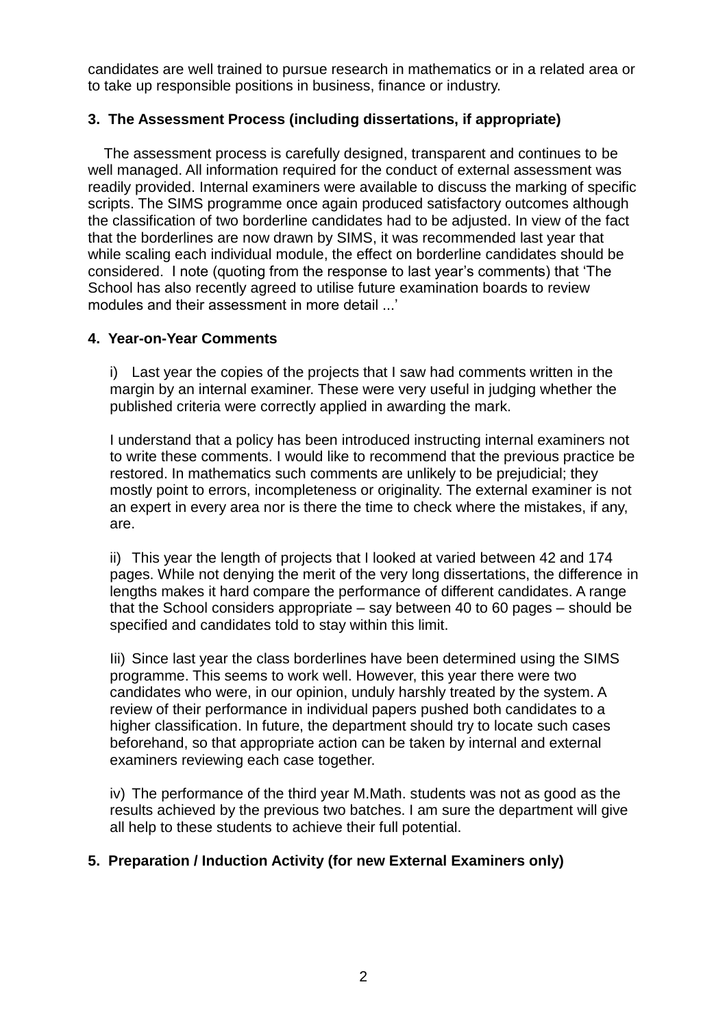candidates are well trained to pursue research in mathematics or in a related area or to take up responsible positions in business, finance or industry.

### 3. The Assessment Process (including dissertations, if appropriate)

The assessment process is carefully designed, transparent and continues to be well managed. All information required for the conduct of external assessment was readily provided. Internal examiners were available to discuss the marking of specific scripts. The SIMS programme once again produced satisfactory outcomes although the classification of two borderline candidates had to be adjusted. In view of the fact that the borderlines are now drawn by SIMS, it was recommended last year that while scaling each individual module, the effect on borderline candidates should be considered. I note (quoting from the response to last year's comments) that 'The School has also recently agreed to utilise future examination boards to review modules and their assessment in more detail ...'

### 4. Year-on-Year Comments

i) Last year the copies of the projects that I saw had comments written in the margin by an internal examiner. These were very useful in judging whether the published criteria were correctly applied in awarding the mark.

I understand that a policy has been introduced instructing internal examiners not to write these comments. I would like to recommend that the previous practice be restored. In mathematics such comments are unlikely to be prejudicial; they mostly point to errors, incompleteness or originality. The external examiner is not an expert in every area nor is there the time to check where the mistakes, if any, are.

ii) This year the length of projects that I looked at varied between 42 and 174 pages. While not denying the merit of the very long dissertations, the difference in lengths makes it hard compare the performance of different candidates. A range that the School considers appropriate – say between 40 to 60 pages – should be specified and candidates told to stay within this limit.

Iii) Since last year the class borderlines have been determined using the SIMS programme. This seems to work well. However, this year there were two candidates who were, in our opinion, unduly harshly treated by the system. A review of their performance in individual papers pushed both candidates to a higher classification. In future, the department should try to locate such cases beforehand, so that appropriate action can be taken by internal and external examiners reviewing each case together.

iv) The performance of the third year M.Math. students was not as good as the results achieved by the previous two batches. I am sure the department will give all help to these students to achieve their full potential.

### 5. Preparation / Induction Activity (for new External Examiners only)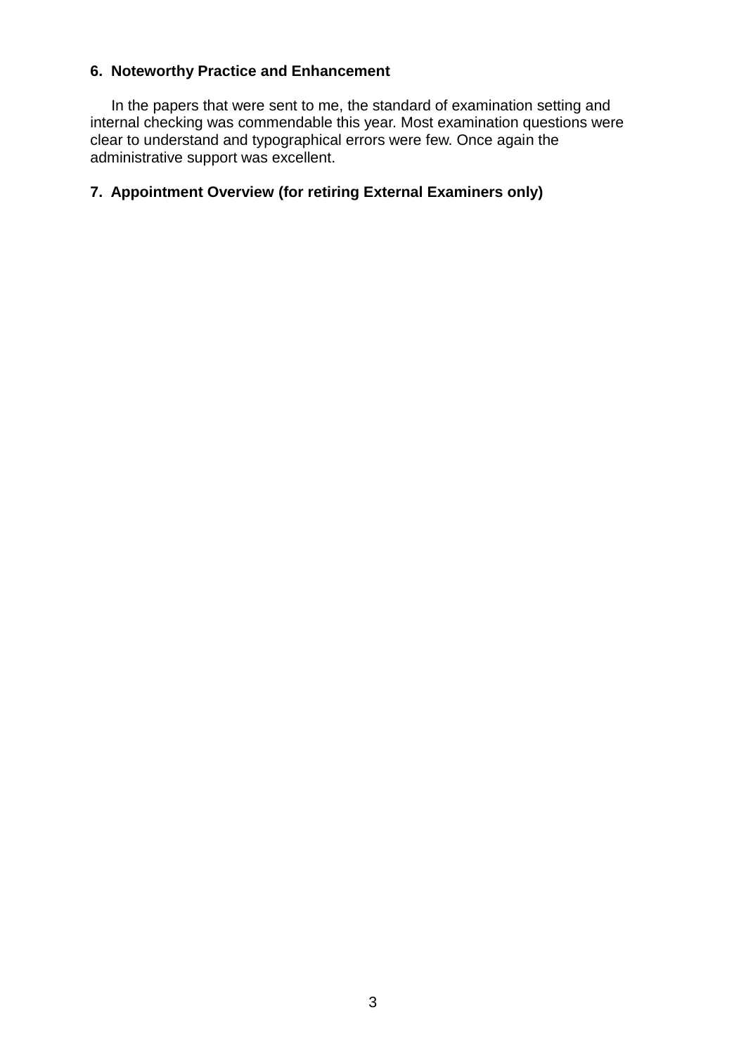**6. Noteworthy Practice and Enhancement**

In the papers that were sent to me, the standard of examination setting and internal checking was commendable this year. Most examination questions were clear to understand and typographical errors were few. Once again the administrative support was excellent.

**7. Appointment Overview (for retiring External Examiners only)**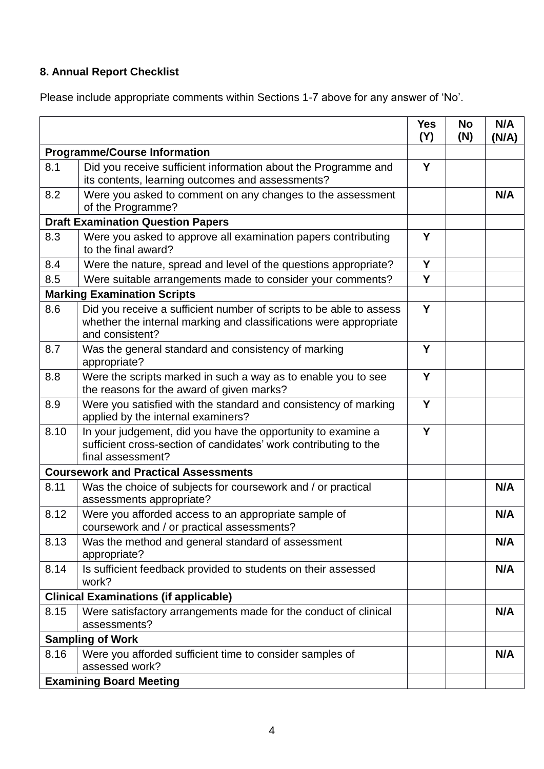### 8. Annual Report Checklist

Please include appropriate comments within Sections 1-7 above for any answer of 'No'.

| | | Yes (Y) | No (N) | N/A (N/A) |
|---|---|---|---|---|
| **Programme/Course Information** | | | | |
| 8.1 | Did you receive sufficient information about the Programme and its contents, learning outcomes and assessments? | Y | | |
| 8.2 | Were you asked to comment on any changes to the assessment of the Programme? | | | N/A |
| **Draft Examination Question Papers** | | | | |
| 8.3 | Were you asked to approve all examination papers contributing to the final award? | Y | | |
| 8.4 | Were the nature, spread and level of the questions appropriate? | Y | | |
| 8.5 | Were suitable arrangements made to consider your comments? | Y | | |
| **Marking Examination Scripts** | | | | |
| 8.6 | Did you receive a sufficient number of scripts to be able to assess whether the internal marking and classifications were appropriate and consistent? | Y | | |
| 8.7 | Was the general standard and consistency of marking appropriate? | Y | | |
| 8.8 | Were the scripts marked in such a way as to enable you to see the reasons for the award of given marks? | Y | | |
| 8.9 | Were you satisfied with the standard and consistency of marking applied by the internal examiners? | Y | | |
| 8.10 | In your judgement, did you have the opportunity to examine a sufficient cross-section of candidates' work contributing to the final assessment? | Y | | |
| **Coursework and Practical Assessments** | | | | |
| 8.11 | Was the choice of subjects for coursework and / or practical assessments appropriate? | | | N/A |
| 8.12 | Were you afforded access to an appropriate sample of coursework and / or practical assessments? | | | N/A |
| 8.13 | Was the method and general standard of assessment appropriate? | | | N/A |
| 8.14 | Is sufficient feedback provided to students on their assessed work? | | | N/A |
| **Clinical Examinations (if applicable)** | | | | |
| 8.15 | Were satisfactory arrangements made for the conduct of clinical assessments? | | | N/A |
| **Sampling of Work** | | | | |
| 8.16 | Were you afforded sufficient time to consider samples of assessed work? | | | N/A |
| **Examining Board Meeting** | | | | |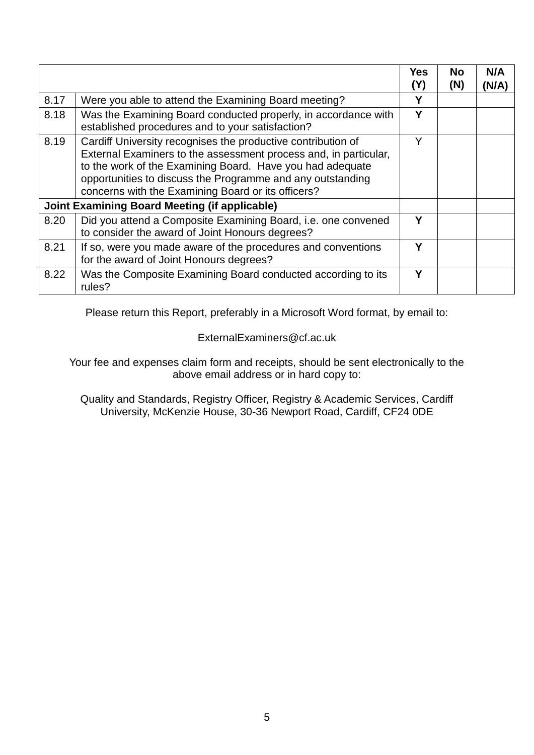| | | Yes (Y) | No (N) | N/A (N/A) |
|---|---|---|---|---|
| 8.17 | Were you able to attend the Examining Board meeting? | **Y** | | |
| 8.18 | Was the Examining Board conducted properly, in accordance with established procedures and to your satisfaction? | **Y** | | |
| 8.19 | Cardiff University recognises the productive contribution of External Examiners to the assessment process and, in particular, to the work of the Examining Board. Have you had adequate opportunities to discuss the Programme and any outstanding concerns with the Examining Board or its officers? | Y | | |
| **Joint Examining Board Meeting (if applicable)** | | | | |
| 8.20 | Did you attend a Composite Examining Board, i.e. one convened to consider the award of Joint Honours degrees? | **Y** | | |
| 8.21 | If so, were you made aware of the procedures and conventions for the award of Joint Honours degrees? | **Y** | | |
| 8.22 | Was the Composite Examining Board conducted according to its rules? | **Y** | | |

Please return this Report, preferably in a Microsoft Word format, by email to:

ExternalExaminers@cf.ac.uk

Your fee and expenses claim form and receipts, should be sent electronically to the above email address or in hard copy to:

Quality and Standards, Registry Officer, Registry & Academic Services, Cardiff University, McKenzie House, 30-36 Newport Road, Cardiff, CF24 0DE